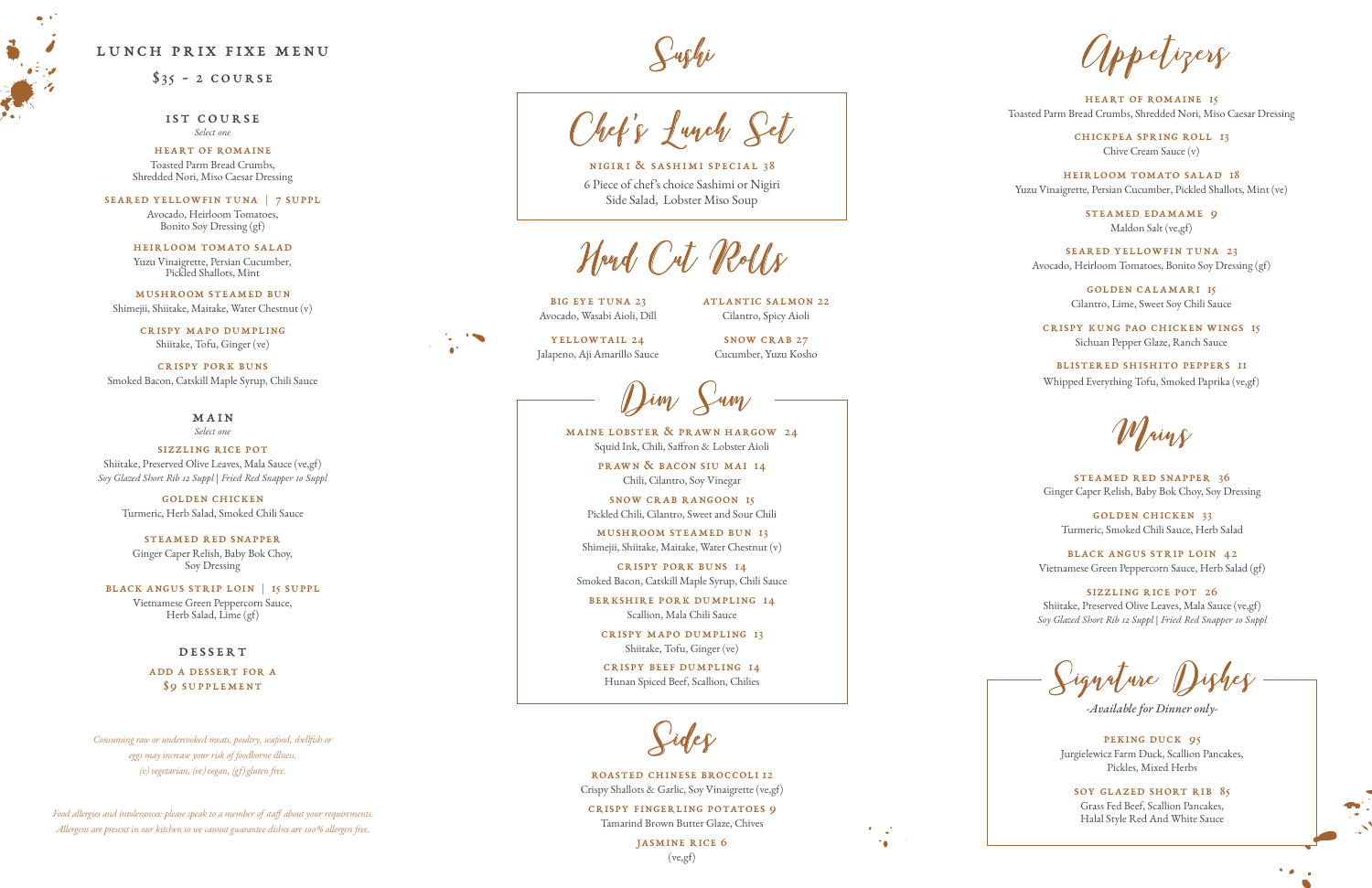# LUNCH PRIX FIXE MENU

## $35 - 2 COURSE

### 1ST COURSE

*Select one*

**HEART OF ROMAINE**
Toasted Parm Bread Crumbs, Shredded Nori, Miso Caesar Dressing

**SEARED YELLOWFIN TUNA | 7 SUPPL**
Avocado, Heirloom Tomatoes, Bonito Soy Dressing (gf)

**HEIRLOOM TOMATO SALAD**
Yuzu Vinaigrette, Persian Cucumber, Pickled Shallots, Mint

**MUSHROOM STEAMED BUN**
Shimejii, Shiitake, Maitake, Water Chestnut (v)

**CRISPY MAPO DUMPLING**
Shiitake, Tofu, Ginger (ve)

**CRISPY PORK BUNS**
Smoked Bacon, Catskill Maple Syrup, Chili Sauce

### MAIN

*Select one*

**SIZZLING RICE POT**
Shiitake, Preserved Olive Leaves, Mala Sauce (ve,gf)
*Soy Glazed Short Rib 12 Suppl | Fried Red Snapper 10 Suppl*

**GOLDEN CHICKEN**
Turmeric, Herb Salad, Smoked Chili Sauce

**STEAMED RED SNAPPER**
Ginger Caper Relish, Baby Bok Choy, Soy Dressing

**BLACK ANGUS STRIP LOIN | 15 SUPPL**
Vietnamese Green Peppercorn Sauce, Herb Salad, Lime (gf)

### DESSERT

**ADD A DESSERT FOR A $9 SUPPLEMENT**

*Consuming raw or undercooked meats, poultry, seafood, shellfish or eggs may increase your risk of foodborne illness.*
*(v) vegetarian, (ve) vegan, (gf) gluten free.*

*Food allergies and intolerances: please speak to a member of staff about your requirements. Allergens are present in our kitchen so we cannot guarantee dishes are 100% allergen free.*

# Sushi

## Chef's Lunch Set

**NIGIRI & SASHIMI SPECIAL 38**
6 Piece of chef's choice Sashimi or Nigiri
Side Salad, Lobster Miso Soup

## Hand Cut Rolls

**BIG EYE TUNA 23**
Avocado, Wasabi Aioli, Dill

**ATLANTIC SALMON 22**
Cilantro, Spicy Aioli

**YELLOWTAIL 24**
Jalapeno, Aji Amarillo Sauce

**SNOW CRAB 27**
Cucumber, Yuzu Kosho

## Dim Sum

**MAINE LOBSTER & PRAWN HARGOW 24**
Squid Ink, Chili, Saffron & Lobster Aioli

**PRAWN & BACON SIU MAI 14**
Chili, Cilantro, Soy Vinegar

**SNOW CRAB RANGOON 15**
Pickled Chili, Cilantro, Sweet and Sour Chili

**MUSHROOM STEAMED BUN 13**
Shimejii, Shiitake, Maitake, Water Chestnut (v)

**CRISPY PORK BUNS 14**
Smoked Bacon, Catskill Maple Syrup, Chili Sauce

**BERKSHIRE PORK DUMPLING 14**
Scallion, Mala Chili Sauce

**CRISPY MAPO DUMPLING 13**
Shiitake, Tofu, Ginger (ve)

**CRISPY BEEF DUMPLING 14**
Hunan Spiced Beef, Scallion, Chilies

## Sides

**ROASTED CHINESE BROCCOLI 12**
Crispy Shallots & Garlic, Soy Vinaigrette (ve,gf)

**CRISPY FINGERLING POTATOES 9**
Tamarind Brown Butter Glaze, Chives

**JASMINE RICE 6**
(ve,gf)

# Appetizers

**HEART OF ROMAINE 15**
Toasted Parm Bread Crumbs, Shredded Nori, Miso Caesar Dressing

**CHICKPEA SPRING ROLL 13**
Chive Cream Sauce (v)

**HEIRLOOM TOMATO SALAD 18**
Yuzu Vinaigrette, Persian Cucumber, Pickled Shallots, Mint (ve)

**STEAMED EDAMAME 9**
Maldon Salt (ve,gf)

**SEARED YELLOWFIN TUNA 23**
Avocado, Heirloom Tomatoes, Bonito Soy Dressing (gf)

**GOLDEN CALAMARI 15**
Cilantro, Lime, Sweet Soy Chili Sauce

**CRISPY KUNG PAO CHICKEN WINGS 15**
Sichuan Pepper Glaze, Ranch Sauce

**BLISTERED SHISHITO PEPPERS 11**
Whipped Everything Tofu, Smoked Paprika (ve,gf)

# Mains

**STEAMED RED SNAPPER 36**
Ginger Caper Relish, Baby Bok Choy, Soy Dressing

**GOLDEN CHICKEN 33**
Turmeric, Smoked Chili Sauce, Herb Salad

**BLACK ANGUS STRIP LOIN 42**
Vietnamese Green Peppercorn Sauce, Herb Salad (gf)

**SIZZLING RICE POT 26**
Shiitake, Preserved Olive Leaves, Mala Sauce (ve,gf)
*Soy Glazed Short Rib 12 Suppl | Fried Red Snapper 10 Suppl*

## Signature Dishes

*-Available for Dinner only-*

**PEKING DUCK 95**
Jurgielewicz Farm Duck, Scallion Pancakes, Pickles, Mixed Herbs

**SOY GLAZED SHORT RIB 85**
Grass Fed Beef, Scallion Pancakes, Halal Style Red And White Sauce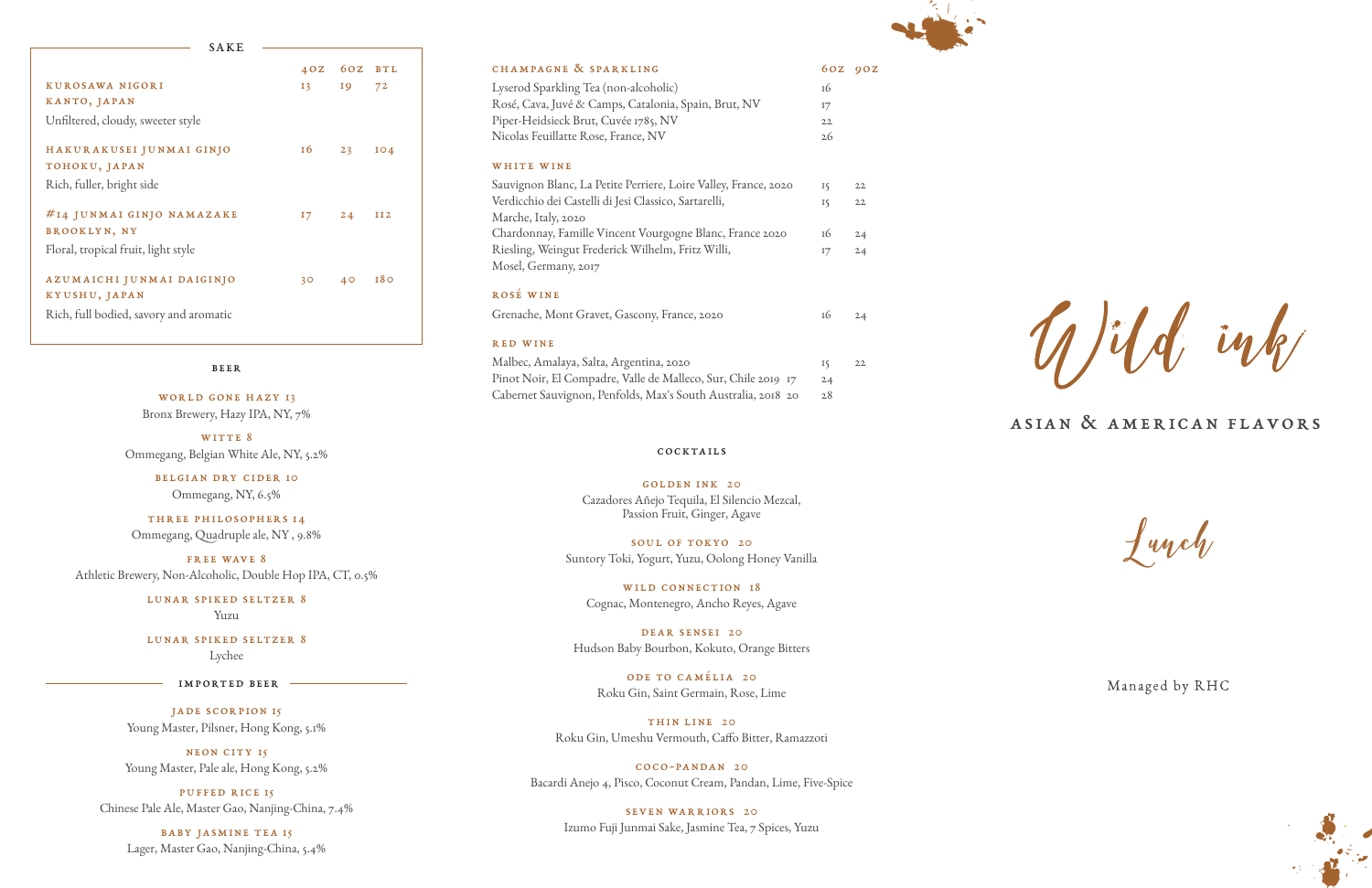## SAKE

| | 4OZ | 6OZ | BTL |
|---|---|---|---|
| **KUROSAWA NIGORI** KANTO, JAPAN<br>Unfiltered, cloudy, sweeter style | 13 | 19 | 72 |
| **HAKURAKUSEI JUNMAI GINJO** TOHOKU, JAPAN<br>Rich, fuller, bright side | 16 | 23 | 104 |
| **#14 JUNMAI GINJO NAMAZAKE** BROOKLYN, NY<br>Floral, tropical fruit, light style | 17 | 24 | 112 |
| **AZUMAICHI JUNMAI DAIGINJO** KYUSHU, JAPAN<br>Rich, full bodied, savory and aromatic | 30 | 40 | 180 |

## BEER

**WORLD GONE HAZY 13**
Bronx Brewery, Hazy IPA, NY, 7%

**WITTE 8**
Ommegang, Belgian White Ale, NY, 5.2%

**BELGIAN DRY CIDER 10**
Ommegang, NY, 6.5%

**THREE PHILOSOPHERS 14**
Ommegang, Quadruple ale, NY , 9.8%

**FREE WAVE 8**
Athletic Brewery, Non-Alcoholic, Double Hop IPA, CT, 0.5%

**LUNAR SPIKED SELTZER 8**
Yuzu

**LUNAR SPIKED SELTZER 8**
Lychee

## IMPORTED BEER

**JADE SCORPION 15**
Young Master, Pilsner, Hong Kong, 5.1%

**NEON CITY 15**
Young Master, Pale ale, Hong Kong, 5.2%

**PUFFED RICE 15**
Chinese Pale Ale, Master Gao, Nanjing-China, 7.4%

**BABY JASMINE TEA 15**
Lager, Master Gao, Nanjing-China, 5.4%

## CHAMPAGNE & SPARKLING

| | 6OZ | 9OZ |
|---|---|---|
| Lyserod Sparkling Tea (non-alcoholic) | 16 | |
| Rosé, Cava, Juvé & Camps, Catalonia, Spain, Brut, NV | 17 | |
| Piper-Heidsieck Brut, Cuvée 1785, NV | 22 | |
| Nicolas Feuillatte Rose, France, NV | 26 | |

## WHITE WINE

| | 6OZ | 9OZ |
|---|---|---|
| Sauvignon Blanc, La Petite Perriere, Loire Valley, France, 2020 | 15 | 22 |
| Verdicchio dei Castelli di Jesi Classico, Sartarelli, Marche, Italy, 2020 | 15 | 22 |
| Chardonnay, Famille Vincent Vourgogne Blanc, France 2020 | 16 | 24 |
| Riesling, Weingut Frederick Wilhelm, Fritz Willi, Mosel, Germany, 2017 | 17 | 24 |

## ROSÉ WINE

| | 6OZ | 9OZ |
|---|---|---|
| Grenache, Mont Gravet, Gascony, France, 2020 | 16 | 24 |

## RED WINE

| | 6OZ | 9OZ |
|---|---|---|
| Malbec, Amalaya, Salta, Argentina, 2020 | 15 | 22 |
| Pinot Noir, El Compadre, Valle de Malleco, Sur, Chile 2019 | 17 | 24 |
| Cabernet Sauvignon, Penfolds, Max's South Australia, 2018 | 20 | 28 |

## COCKTAILS

**GOLDEN INK 20**
Cazadores Añejo Tequila, El Silencio Mezcal, Passion Fruit, Ginger, Agave

**SOUL OF TOKYO 20**
Suntory Toki, Yogurt, Yuzu, Oolong Honey Vanilla

**WILD CONNECTION 18**
Cognac, Montenegro, Ancho Reyes, Agave

**DEAR SENSEI 20**
Hudson Baby Bourbon, Kokuto, Orange Bitters

**ODE TO CAMÉLIA 20**
Roku Gin, Saint Germain, Rose, Lime

**THIN LINE 20**
Roku Gin, Umeshu Vermouth, Caffo Bitter, Ramazzoti

**COCO-PANDAN 20**
Bacardi Anejo 4, Pisco, Coconut Cream, Pandan, Lime, Five-Spice

**SEVEN WARRIORS 20**
Izumo Fuji Junmai Sake, Jasmine Tea, 7 Spices, Yuzu

# Wild ink

ASIAN & AMERICAN FLAVORS

## Lunch

Managed by RHC